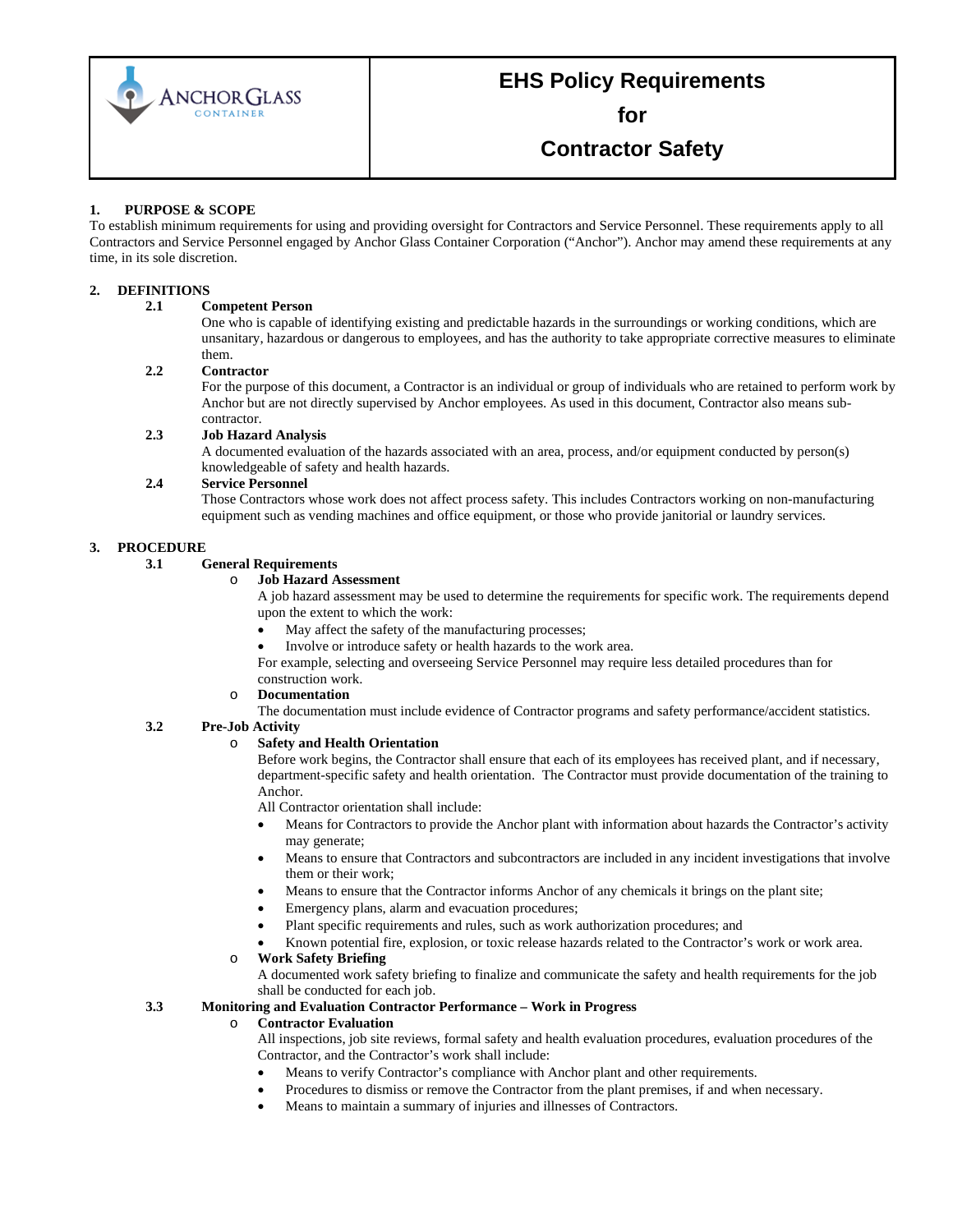ANCHOR GLASS CONTAINER

# EHS Policy Requirements for Contractor Safety

## 1. PURPOSE & SCOPE

To establish minimum requirements for using and providing oversight for Contractors and Service Personnel. These requirements apply to all Contractors and Service Personnel engaged by Anchor Glass Container Corporation ("Anchor"). Anchor may amend these requirements at any time, in its sole discretion.

## 2. DEFINITIONS

### 2.1 Competent Person

One who is capable of identifying existing and predictable hazards in the surroundings or working conditions, which are unsanitary, hazardous or dangerous to employees, and has the authority to take appropriate corrective measures to eliminate them.

### 2.2 Contractor

For the purpose of this document, a Contractor is an individual or group of individuals who are retained to perform work by Anchor but are not directly supervised by Anchor employees. As used in this document, Contractor also means sub-contractor.

### 2.3 Job Hazard Analysis

A documented evaluation of the hazards associated with an area, process, and/or equipment conducted by person(s) knowledgeable of safety and health hazards.

### 2.4 Service Personnel

Those Contractors whose work does not affect process safety. This includes Contractors working on non-manufacturing equipment such as vending machines and office equipment, or those who provide janitorial or laundry services.

## 3. PROCEDURE

### 3.1 General Requirements

- **Job Hazard Assessment**

  A job hazard assessment may be used to determine the requirements for specific work. The requirements depend upon the extent to which the work:

  - May affect the safety of the manufacturing processes;
  - Involve or introduce safety or health hazards to the work area.

  For example, selecting and overseeing Service Personnel may require less detailed procedures than for construction work.

- **Documentation**

  The documentation must include evidence of Contractor programs and safety performance/accident statistics.

### 3.2 Pre-Job Activity

- **Safety and Health Orientation**

  Before work begins, the Contractor shall ensure that each of its employees has received plant, and if necessary, department-specific safety and health orientation. The Contractor must provide documentation of the training to Anchor.

  All Contractor orientation shall include:

  - Means for Contractors to provide the Anchor plant with information about hazards the Contractor's activity may generate;
  - Means to ensure that Contractors and subcontractors are included in any incident investigations that involve them or their work;
  - Means to ensure that the Contractor informs Anchor of any chemicals it brings on the plant site;
  - Emergency plans, alarm and evacuation procedures;
  - Plant specific requirements and rules, such as work authorization procedures; and
  - Known potential fire, explosion, or toxic release hazards related to the Contractor's work or work area.

- **Work Safety Briefing**

  A documented work safety briefing to finalize and communicate the safety and health requirements for the job shall be conducted for each job.

### 3.3 Monitoring and Evaluation Contractor Performance – Work in Progress

- **Contractor Evaluation**

  All inspections, job site reviews, formal safety and health evaluation procedures, evaluation procedures of the Contractor, and the Contractor's work shall include:

  - Means to verify Contractor's compliance with Anchor plant and other requirements.
  - Procedures to dismiss or remove the Contractor from the plant premises, if and when necessary.
  - Means to maintain a summary of injuries and illnesses of Contractors.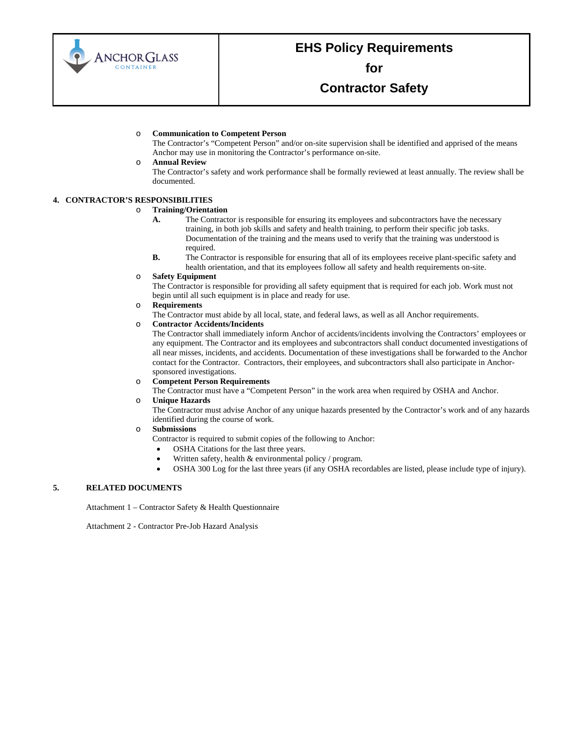- **Communication to Competent Person**
  The Contractor's "Competent Person" and/or on-site supervision shall be identified and apprised of the means Anchor may use in monitoring the Contractor's performance on-site.
- **Annual Review**
  The Contractor's safety and work performance shall be formally reviewed at least annually. The review shall be documented.

## 4. CONTRACTOR'S RESPONSIBILITIES

- **Training/Orientation**
  - **A.** The Contractor is responsible for ensuring its employees and subcontractors have the necessary training, in both job skills and safety and health training, to perform their specific job tasks. Documentation of the training and the means used to verify that the training was understood is required.
  - **B.** The Contractor is responsible for ensuring that all of its employees receive plant-specific safety and health orientation, and that its employees follow all safety and health requirements on-site.
- **Safety Equipment**
  The Contractor is responsible for providing all safety equipment that is required for each job. Work must not begin until all such equipment is in place and ready for use.
- **Requirements**
  The Contractor must abide by all local, state, and federal laws, as well as all Anchor requirements.
- **Contractor Accidents/Incidents**
  The Contractor shall immediately inform Anchor of accidents/incidents involving the Contractors' employees or any equipment. The Contractor and its employees and subcontractors shall conduct documented investigations of all near misses, incidents, and accidents. Documentation of these investigations shall be forwarded to the Anchor contact for the Contractor. Contractors, their employees, and subcontractors shall also participate in Anchor-sponsored investigations.
- **Competent Person Requirements**
  The Contractor must have a "Competent Person" in the work area when required by OSHA and Anchor.
- **Unique Hazards**
  The Contractor must advise Anchor of any unique hazards presented by the Contractor's work and of any hazards identified during the course of work.
- **Submissions**
  Contractor is required to submit copies of the following to Anchor:
  - OSHA Citations for the last three years.
  - Written safety, health & environmental policy / program.
  - OSHA 300 Log for the last three years (if any OSHA recordables are listed, please include type of injury).

## 5. RELATED DOCUMENTS

Attachment 1 – Contractor Safety & Health Questionnaire

Attachment 2 - Contractor Pre-Job Hazard Analysis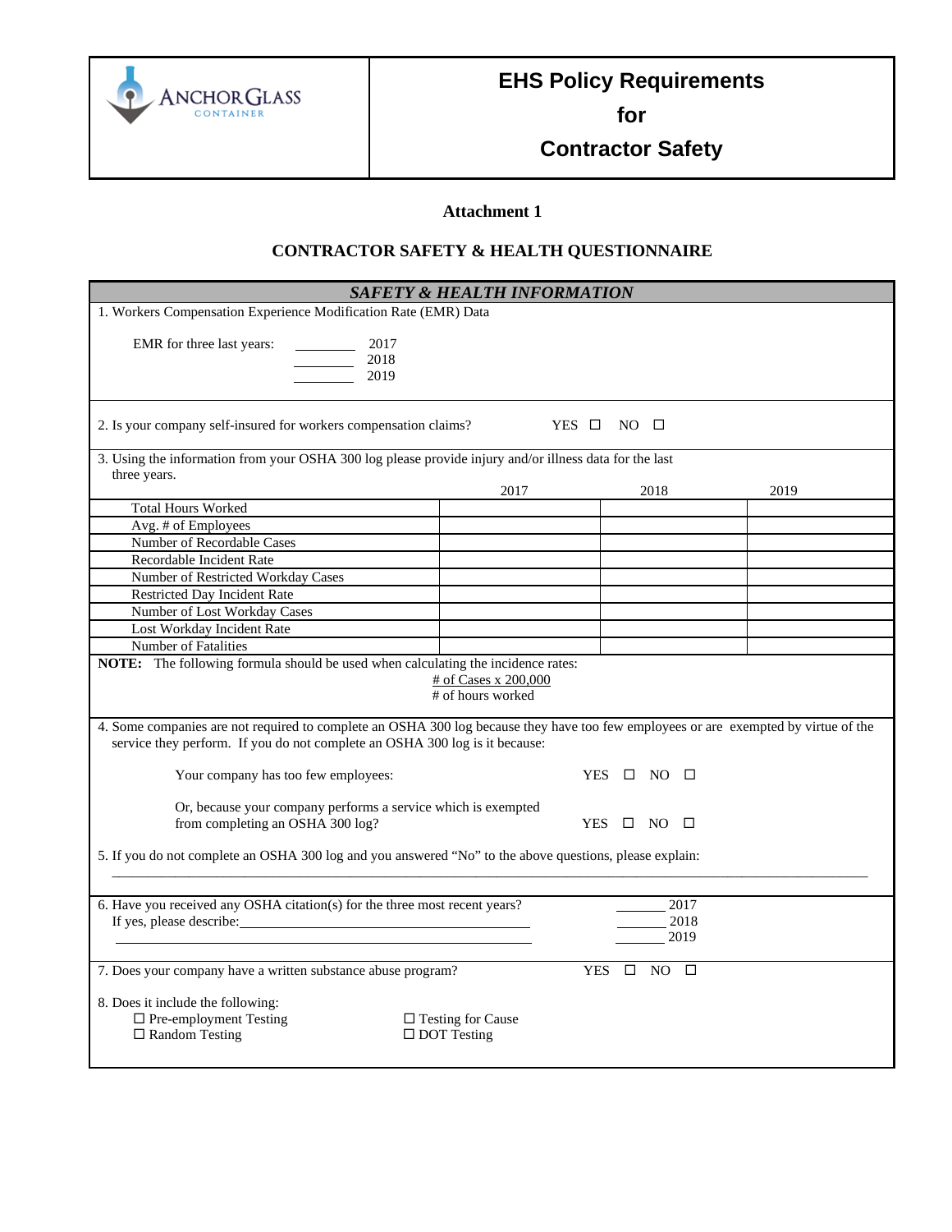# EHS Policy Requirements for Contractor Safety

**Attachment 1**

## CONTRACTOR SAFETY & HEALTH QUESTIONNAIRE

***SAFETY & HEALTH INFORMATION***

1. Workers Compensation Experience Modification Rate (EMR) Data

   EMR for three last years: ________ 2017
   ________ 2018
   ________ 2019

2. Is your company self-insured for workers compensation claims? YES ☐ NO ☐

3. Using the information from your OSHA 300 log please provide injury and/or illness data for the last three years.

| | 2017 | 2018 | 2019 |
|---|---|---|---|
| Total Hours Worked | | | |
| Avg. # of Employees | | | |
| Number of Recordable Cases | | | |
| Recordable Incident Rate | | | |
| Number of Restricted Workday Cases | | | |
| Restricted Day Incident Rate | | | |
| Number of Lost Workday Cases | | | |
| Lost Workday Incident Rate | | | |
| Number of Fatalities | | | |

**NOTE:** The following formula should be used when calculating the incidence rates:

$$\frac{\text{\# of Cases} \times 200{,}000}{\text{\# of hours worked}}$$

4. Some companies are not required to complete an OSHA 300 log because they have too few employees or are exempted by virtue of the service they perform. If you do not complete an OSHA 300 log is it because:

   Your company has too few employees: YES ☐ NO ☐

   Or, because your company performs a service which is exempted from completing an OSHA 300 log? YES ☐ NO ☐

5. If you do not complete an OSHA 300 log and you answered "No" to the above questions, please explain:

   ______________________________________________________________________________________

6. Have you received any OSHA citation(s) for the three most recent years? ________ 2017
   If yes, please describe:______________________________ ________ 2018
   ______________________________ ________ 2019

7. Does your company have a written substance abuse program? YES ☐ NO ☐

8. Does it include the following:
   - ☐ Pre-employment Testing
   - ☐ Random Testing
   - ☐ Testing for Cause
   - ☐ DOT Testing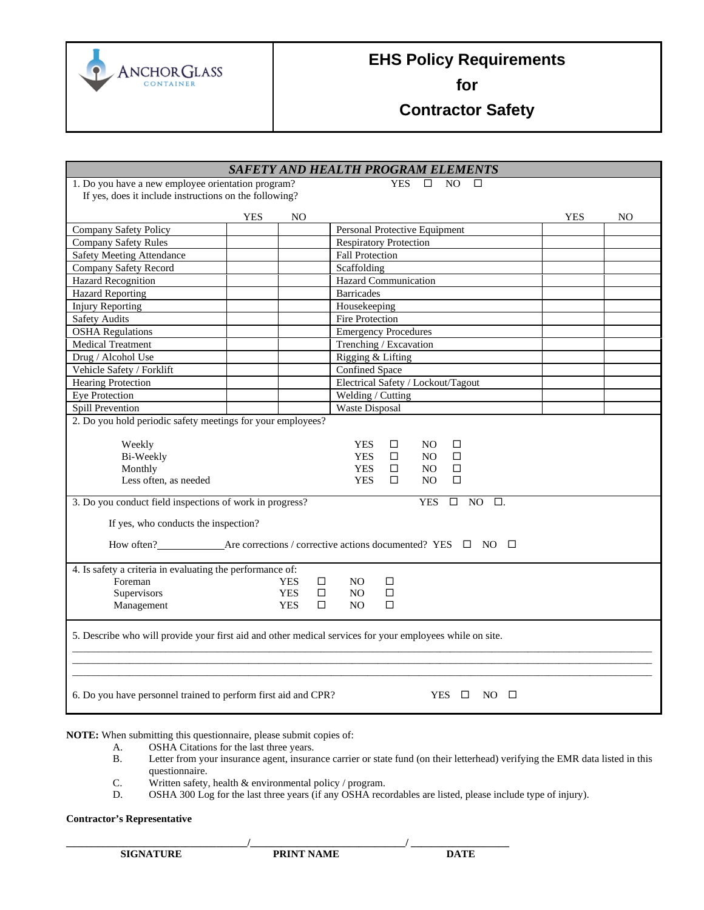ANCHOR GLASS CONTAINER

# EHS Policy Requirements for Contractor Safety

## *SAFETY AND HEALTH PROGRAM ELEMENTS*

1. Do you have a new employee orientation program? YES ☐ NO ☐
   If yes, does it include instructions on the following?

| | YES | NO | | YES | NO |
|---|---|---|---|---|---|
| Company Safety Policy | | | Personal Protective Equipment | | |
| Company Safety Rules | | | Respiratory Protection | | |
| Safety Meeting Attendance | | | Fall Protection | | |
| Company Safety Record | | | Scaffolding | | |
| Hazard Recognition | | | Hazard Communication | | |
| Hazard Reporting | | | Barricades | | |
| Injury Reporting | | | Housekeeping | | |
| Safety Audits | | | Fire Protection | | |
| OSHA Regulations | | | Emergency Procedures | | |
| Medical Treatment | | | Trenching / Excavation | | |
| Drug / Alcohol Use | | | Rigging & Lifting | | |
| Vehicle Safety / Forklift | | | Confined Space | | |
| Hearing Protection | | | Electrical Safety / Lockout/Tagout | | |
| Eye Protection | | | Welding / Cutting | | |
| Spill Prevention | | | Waste Disposal | | |

2. Do you hold periodic safety meetings for your employees?

   - Weekly YES ☐ NO ☐
   - Bi-Weekly YES ☐ NO ☐
   - Monthly YES ☐ NO ☐
   - Less often, as needed YES ☐ NO ☐

3. Do you conduct field inspections of work in progress? YES ☐ NO ☐.

   If yes, who conducts the inspection?

   How often?____________Are corrections / corrective actions documented? YES ☐ NO ☐

4. Is safety a criteria in evaluating the performance of:

   - Foreman YES ☐ NO ☐
   - Supervisors YES ☐ NO ☐
   - Management YES ☐ NO ☐

5. Describe who will provide your first aid and other medical services for your employees while on site.

______________________________________________________________________________

______________________________________________________________________________

______________________________________________________________________________

6. Do you have personnel trained to perform first aid and CPR? YES ☐ NO ☐

**NOTE:** When submitting this questionnaire, please submit copies of:

A. OSHA Citations for the last three years.
B. Letter from your insurance agent, insurance carrier or state fund (on their letterhead) verifying the EMR data listed in this questionnaire.
C. Written safety, health & environmental policy / program.
D. OSHA 300 Log for the last three years (if any OSHA recordables are listed, please include type of injury).

**Contractor's Representative**

_________________________/_________________________/ _______________

**SIGNATURE** **PRINT NAME** **DATE**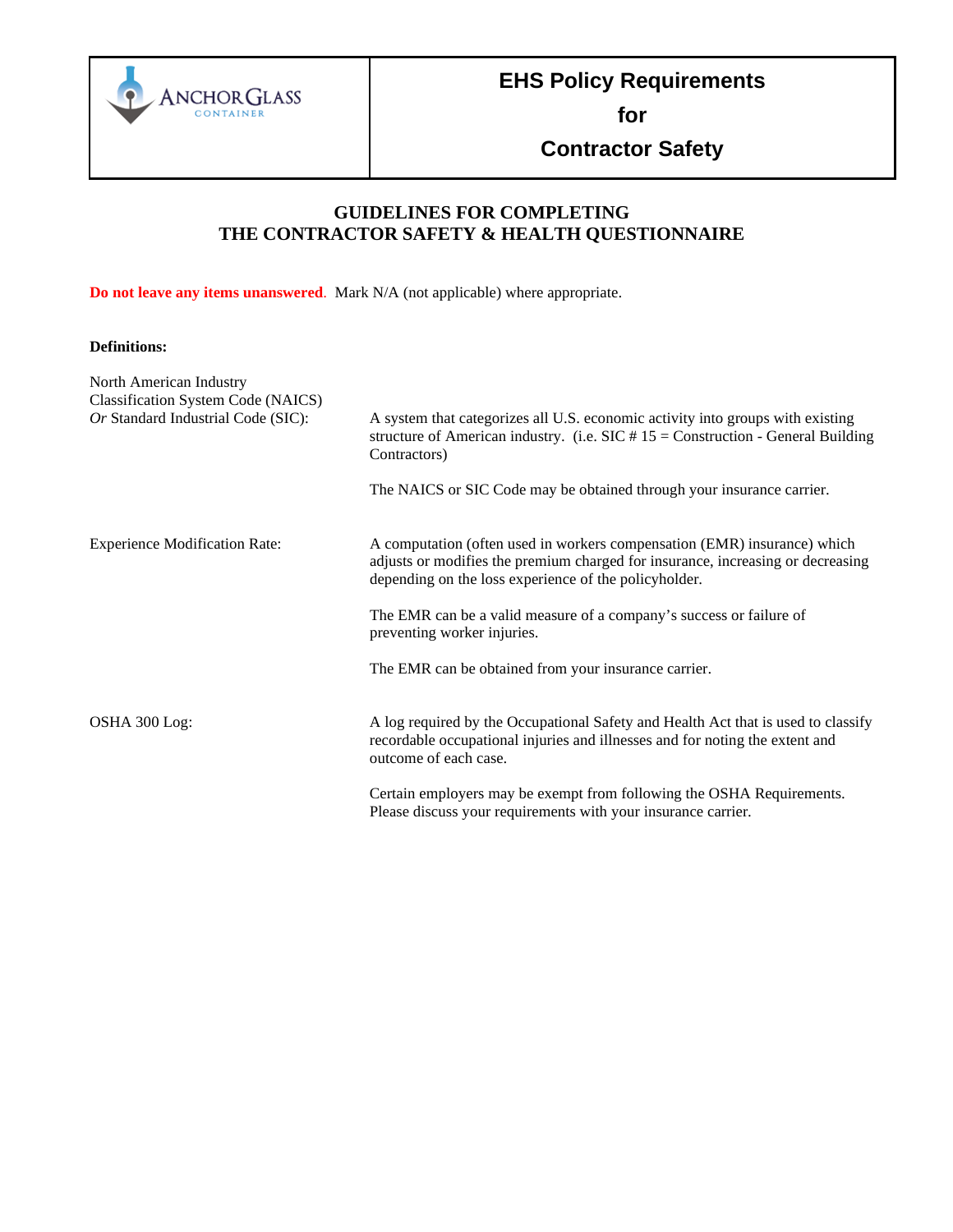| ANCHOR GLASS CONTAINER | **EHS Policy Requirements for Contractor Safety** |
|---|---|

## GUIDELINES FOR COMPLETING THE CONTRACTOR SAFETY & HEALTH QUESTIONNAIRE

**Do not leave any items unanswered**. Mark N/A (not applicable) where appropriate.

**Definitions:**

North American Industry Classification System Code (NAICS) *Or* Standard Industrial Code (SIC):

A system that categorizes all U.S. economic activity into groups with existing structure of American industry. (i.e. SIC # 15 = Construction - General Building Contractors)

The NAICS or SIC Code may be obtained through your insurance carrier.

Experience Modification Rate:

A computation (often used in workers compensation (EMR) insurance) which adjusts or modifies the premium charged for insurance, increasing or decreasing depending on the loss experience of the policyholder.

The EMR can be a valid measure of a company's success or failure of preventing worker injuries.

The EMR can be obtained from your insurance carrier.

OSHA 300 Log:

A log required by the Occupational Safety and Health Act that is used to classify recordable occupational injuries and illnesses and for noting the extent and outcome of each case.

Certain employers may be exempt from following the OSHA Requirements. Please discuss your requirements with your insurance carrier.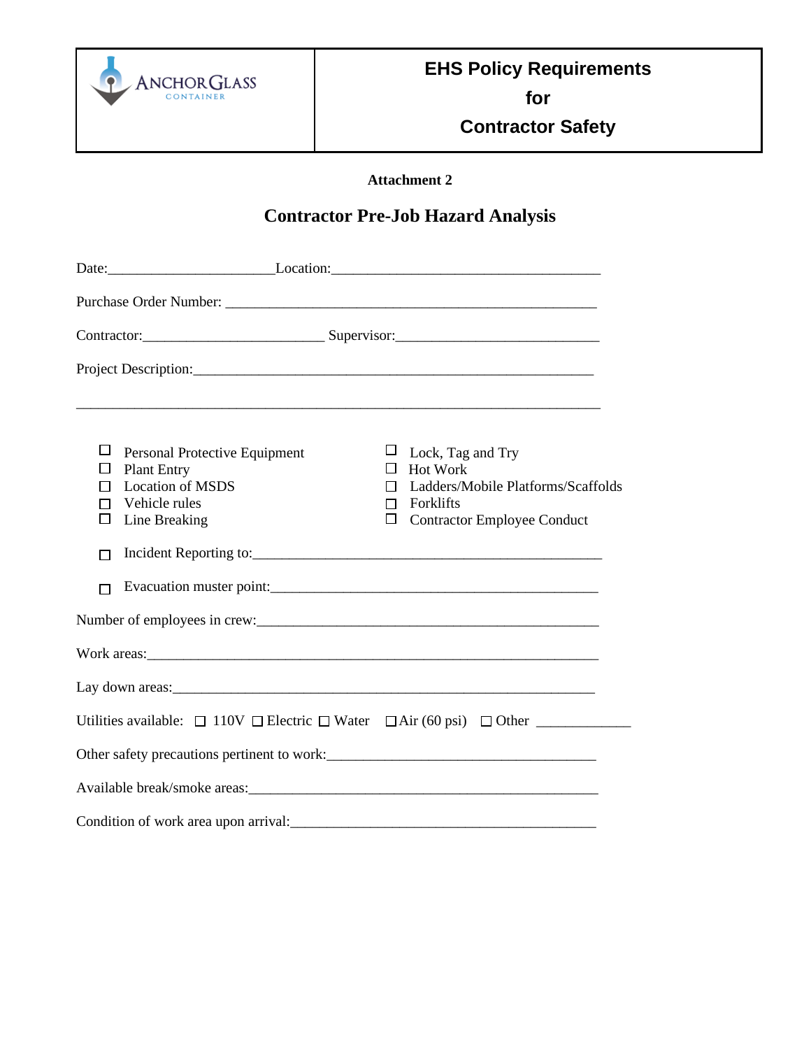| ANCHOR GLASS CONTAINER | **EHS Policy Requirements for Contractor Safety** |
|---|---|

**Attachment 2**

## Contractor Pre-Job Hazard Analysis

Date:______________________Location:____________________________________

Purchase Order Number: __________________________________________________

Contractor:________________________ Supervisor:__________________________

Project Description:_____________________________________________________

_______________________________________________________________________

- ☐ Personal Protective Equipment
- ☐ Plant Entry
- ☐ Location of MSDS
- ☐ Vehicle rules
- ☐ Line Breaking
- ☐ Lock, Tag and Try
- ☐ Hot Work
- ☐ Ladders/Mobile Platforms/Scaffolds
- ☐ Forklifts
- ☐ Contractor Employee Conduct

☐ Incident Reporting to:______________________________________________

☐ Evacuation muster point:____________________________________________

Number of employees in crew:____________________________________________

Work areas:_______________________________________________________________

Lay down areas:___________________________________________________________

Utilities available: ☐ 110V ☐ Electric ☐ Water ☐ Air (60 psi) ☐ Other ____________

Other safety precautions pertinent to work:__________________________________

Available break/smoke areas:_____________________________________________

Condition of work area upon arrival:_______________________________________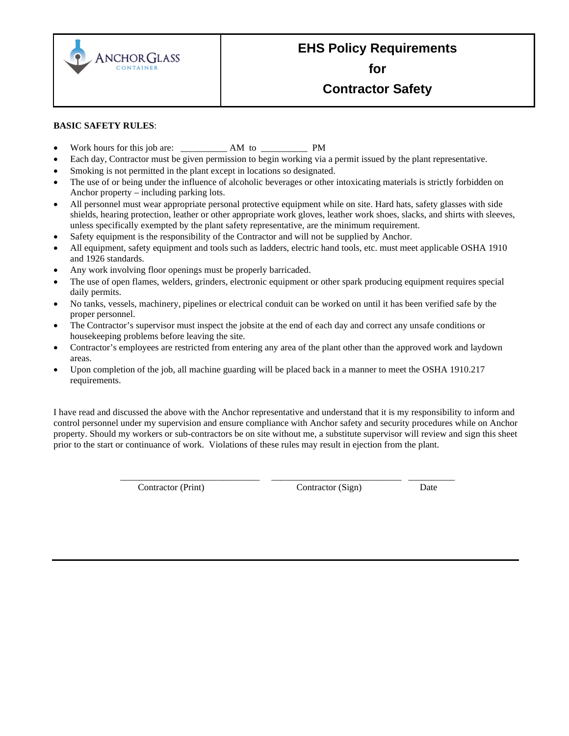ANCHOR GLASS CONTAINER

# EHS Policy Requirements for Contractor Safety

**BASIC SAFETY RULES**:

- Work hours for this job are: __________ AM to __________ PM
- Each day, Contractor must be given permission to begin working via a permit issued by the plant representative.
- Smoking is not permitted in the plant except in locations so designated.
- The use of or being under the influence of alcoholic beverages or other intoxicating materials is strictly forbidden on Anchor property – including parking lots.
- All personnel must wear appropriate personal protective equipment while on site. Hard hats, safety glasses with side shields, hearing protection, leather or other appropriate work gloves, leather work shoes, slacks, and shirts with sleeves, unless specifically exempted by the plant safety representative, are the minimum requirement.
- Safety equipment is the responsibility of the Contractor and will not be supplied by Anchor.
- All equipment, safety equipment and tools such as ladders, electric hand tools, etc. must meet applicable OSHA 1910 and 1926 standards.
- Any work involving floor openings must be properly barricaded.
- The use of open flames, welders, grinders, electronic equipment or other spark producing equipment requires special daily permits.
- No tanks, vessels, machinery, pipelines or electrical conduit can be worked on until it has been verified safe by the proper personnel.
- The Contractor's supervisor must inspect the jobsite at the end of each day and correct any unsafe conditions or housekeeping problems before leaving the site.
- Contractor's employees are restricted from entering any area of the plant other than the approved work and laydown areas.
- Upon completion of the job, all machine guarding will be placed back in a manner to meet the OSHA 1910.217 requirements.

I have read and discussed the above with the Anchor representative and understand that it is my responsibility to inform and control personnel under my supervision and ensure compliance with Anchor safety and security procedures while on Anchor property. Should my workers or sub-contractors be on site without me, a substitute supervisor will review and sign this sheet prior to the start or continuance of work. Violations of these rules may result in ejection from the plant.

______________________________ ____________________________ __________

Contractor (Print) Contractor (Sign) Date